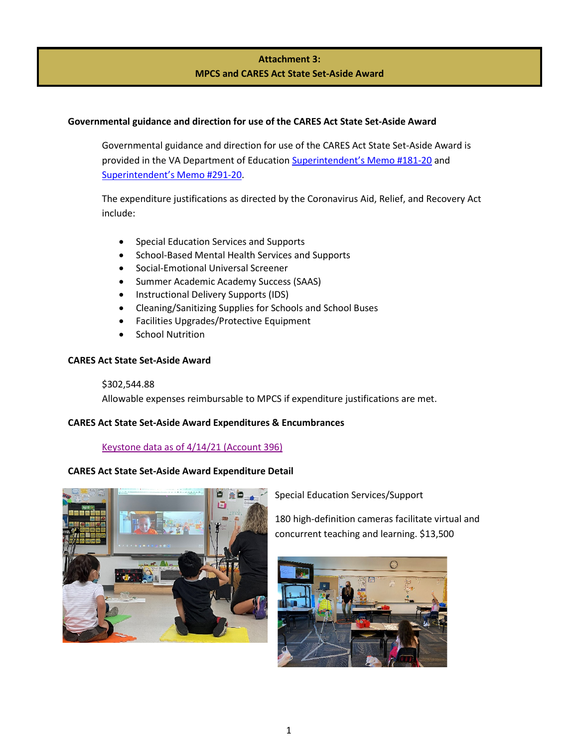# Attachment 3:
# MPCS and CARES Act State Set-Aside Award

### Governmental guidance and direction for use of the CARES Act State Set-Aside Award

Governmental guidance and direction for use of the CARES Act State Set-Aside Award is provided in the VA Department of Education Superintendent's Memo #181-20 and Superintendent's Memo #291-20.

The expenditure justifications as directed by the Coronavirus Aid, Relief, and Recovery Act include:

- Special Education Services and Supports
- School-Based Mental Health Services and Supports
- Social-Emotional Universal Screener
- Summer Academic Academy Success (SAAS)
- Instructional Delivery Supports (IDS)
- Cleaning/Sanitizing Supplies for Schools and School Buses
- Facilities Upgrades/Protective Equipment
- School Nutrition

### CARES Act State Set-Aside Award

$302,544.88
Allowable expenses reimbursable to MPCS if expenditure justifications are met.

### CARES Act State Set-Aside Award Expenditures & Encumbrances

Keystone data as of 4/14/21 (Account 396)

### CARES Act State Set-Aside Award Expenditure Detail

Special Education Services/Support

180 high-definition cameras facilitate virtual and concurrent teaching and learning. $13,500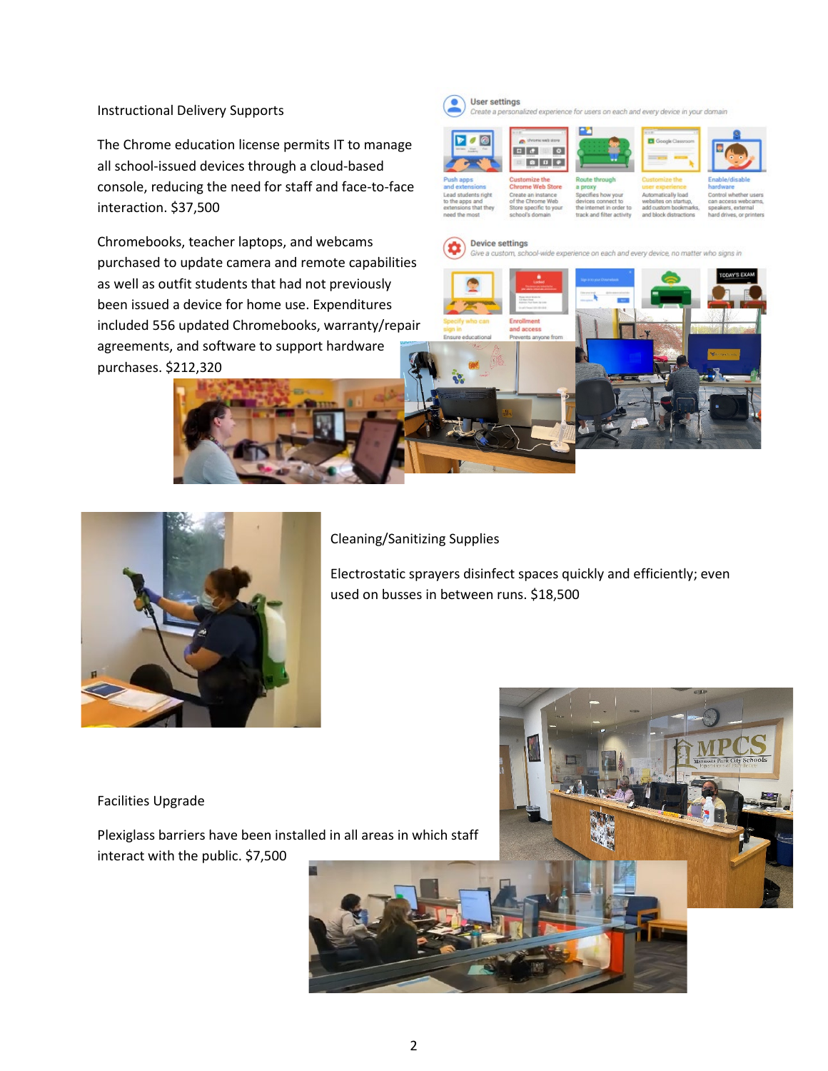Instructional Delivery Supports

The Chrome education license permits IT to manage all school-issued devices through a cloud-based console, reducing the need for staff and face-to-face interaction. $37,500

Chromebooks, teacher laptops, and webcams purchased to update camera and remote capabilities as well as outfit students that had not previously been issued a device for home use. Expenditures included 556 updated Chromebooks, warranty/repair agreements, and software to support hardware purchases. $212,320

Cleaning/Sanitizing Supplies

Electrostatic sprayers disinfect spaces quickly and efficiently; even used on busses in between runs. $18,500

Facilities Upgrade

Plexiglass barriers have been installed in all areas in which staff interact with the public. $7,500